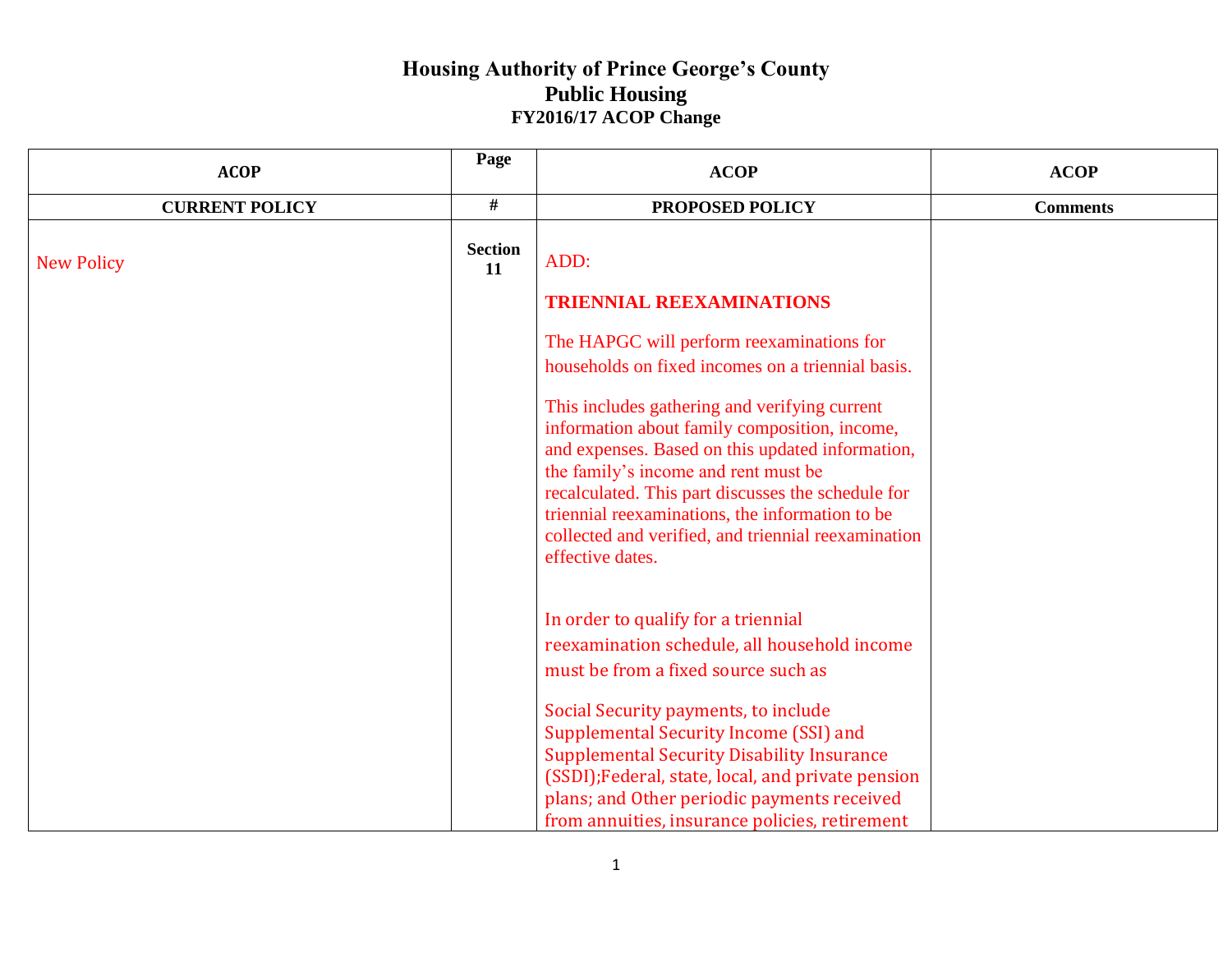# Housing Authority of Prince George's County
## Public Housing
### FY2016/17 ACOP Change

| ACOP CURRENT POLICY | Page # | ACOP PROPOSED POLICY | ACOP Comments |
|---|---|---|---|
| New Policy | Section 11 | ADD:<br><br>**TRIENNIAL REEXAMINATIONS**<br><br>The HAPGC will perform reexaminations for households on fixed incomes on a triennial basis.<br><br>This includes gathering and verifying current information about family composition, income, and expenses. Based on this updated information, the family's income and rent must be recalculated. This part discusses the schedule for triennial reexaminations, the information to be collected and verified, and triennial reexamination effective dates.<br><br>In order to qualify for a triennial reexamination schedule, all household income must be from a fixed source such as<br><br>Social Security payments, to include Supplemental Security Income (SSI) and Supplemental Security Disability Insurance (SSDI);Federal, state, local, and private pension plans; and Other periodic payments received from annuities, insurance policies, retirement | |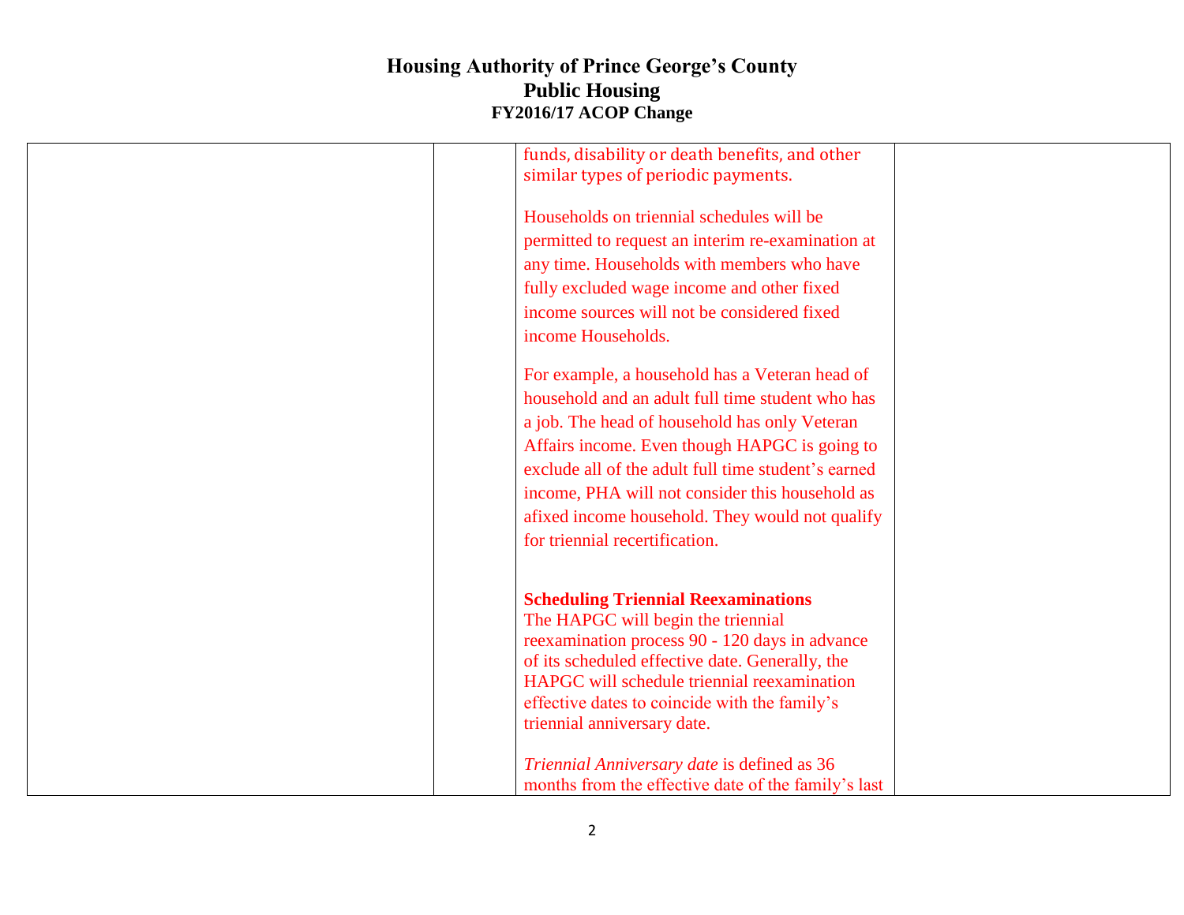funds, disability or death benefits, and other similar types of periodic payments.

Households on triennial schedules will be permitted to request an interim re-examination at any time. Households with members who have fully excluded wage income and other fixed income sources will not be considered fixed income Households.

For example, a household has a Veteran head of household and an adult full time student who has a job. The head of household has only Veteran Affairs income. Even though HAPGC is going to exclude all of the adult full time student's earned income, PHA will not consider this household as afixed income household. They would not qualify for triennial recertification.

**Scheduling Triennial Reexaminations**

The HAPGC will begin the triennial reexamination process 90 - 120 days in advance of its scheduled effective date. Generally, the HAPGC will schedule triennial reexamination effective dates to coincide with the family's triennial anniversary date.

*Triennial Anniversary date* is defined as 36 months from the effective date of the family's last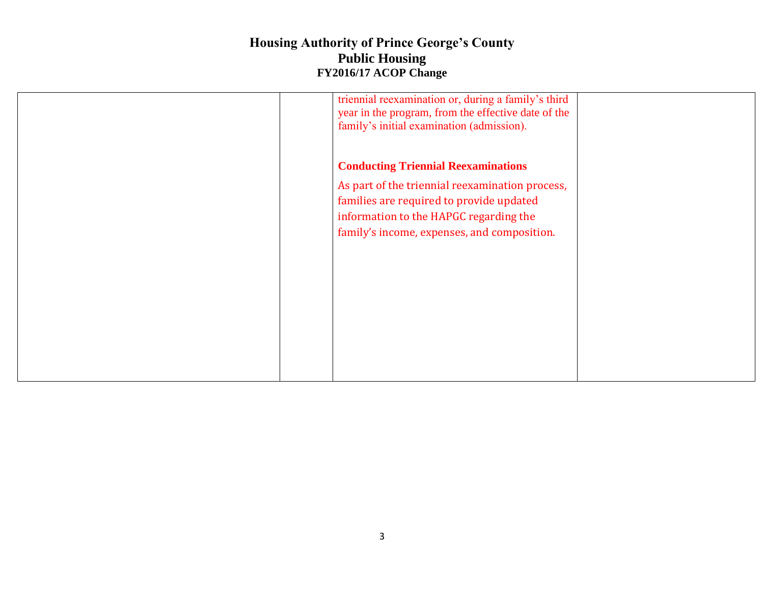| | | | |
|---|---|---|---|
| | | triennial reexamination or, during a family's third year in the program, from the effective date of the family's initial examination (admission).<br><br>**Conducting Triennial Reexaminations**<br><br>As part of the triennial reexamination process, families are required to provide updated information to the HAPGC regarding the family's income, expenses, and composition. | |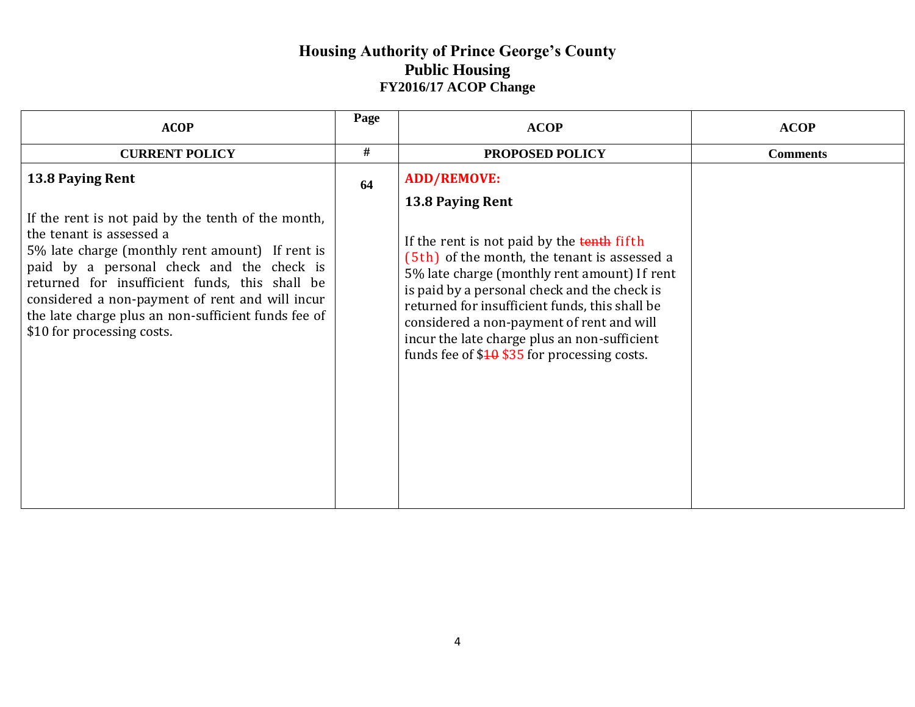# Housing Authority of Prince George's County
## Public Housing
### FY2016/17 ACOP Change

| ACOP | Page | ACOP | ACOP |
|---|---|---|---|
| **CURRENT POLICY** | **#** | **PROPOSED POLICY** | **Comments** |
| **13.8 Paying Rent**<br><br>If the rent is not paid by the tenth of the month, the tenant is assessed a 5% late charge (monthly rent amount) If rent is paid by a personal check and the check is returned for insufficient funds, this shall be considered a non-payment of rent and will incur the late charge plus an non-sufficient funds fee of $10 for processing costs. | **64** | **ADD/REMOVE:**<br><br>**13.8 Paying Rent**<br><br>If the rent is not paid by the ~~tenth~~ fifth (5th) of the month, the tenant is assessed a 5% late charge (monthly rent amount) If rent is paid by a personal check and the check is returned for insufficient funds, this shall be considered a non-payment of rent and will incur the late charge plus an non-sufficient funds fee of $~~10~~ $35 for processing costs. | |